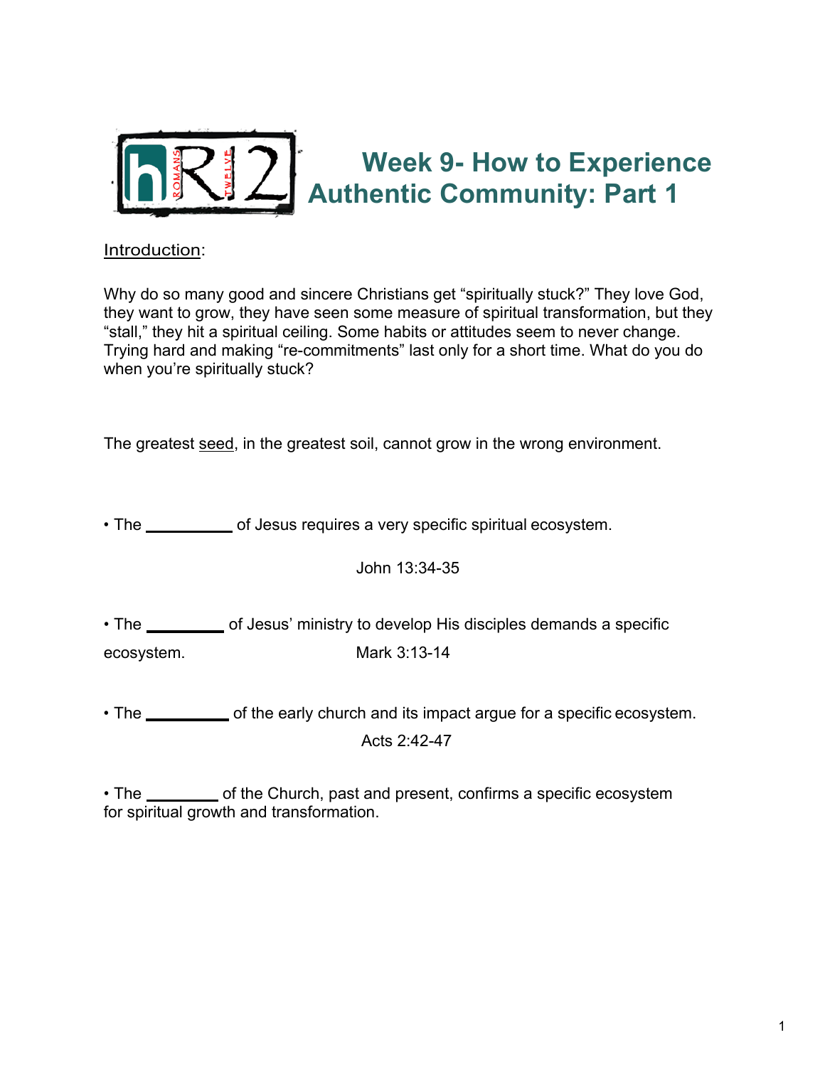# Week 9- How to Experience Authentic Community: Part 1

Introduction:

Why do so many good and sincere Christians get "spiritually stuck?" They love God, they want to grow, they have seen some measure of spiritual transformation, but they "stall," they hit a spiritual ceiling. Some habits or attitudes seem to never change. Trying hard and making "re-commitments" last only for a short time. What do you do when you're spiritually stuck?

The greatest seed, in the greatest soil, cannot grow in the wrong environment.

- The __________ of Jesus requires a very specific spiritual ecosystem.

  John 13:34-35

- The _________ of Jesus' ministry to develop His disciples demands a specific ecosystem. Mark 3:13-14

- The __________ of the early church and its impact argue for a specific ecosystem.

  Acts 2:42-47

- The ________ of the Church, past and present, confirms a specific ecosystem for spiritual growth and transformation.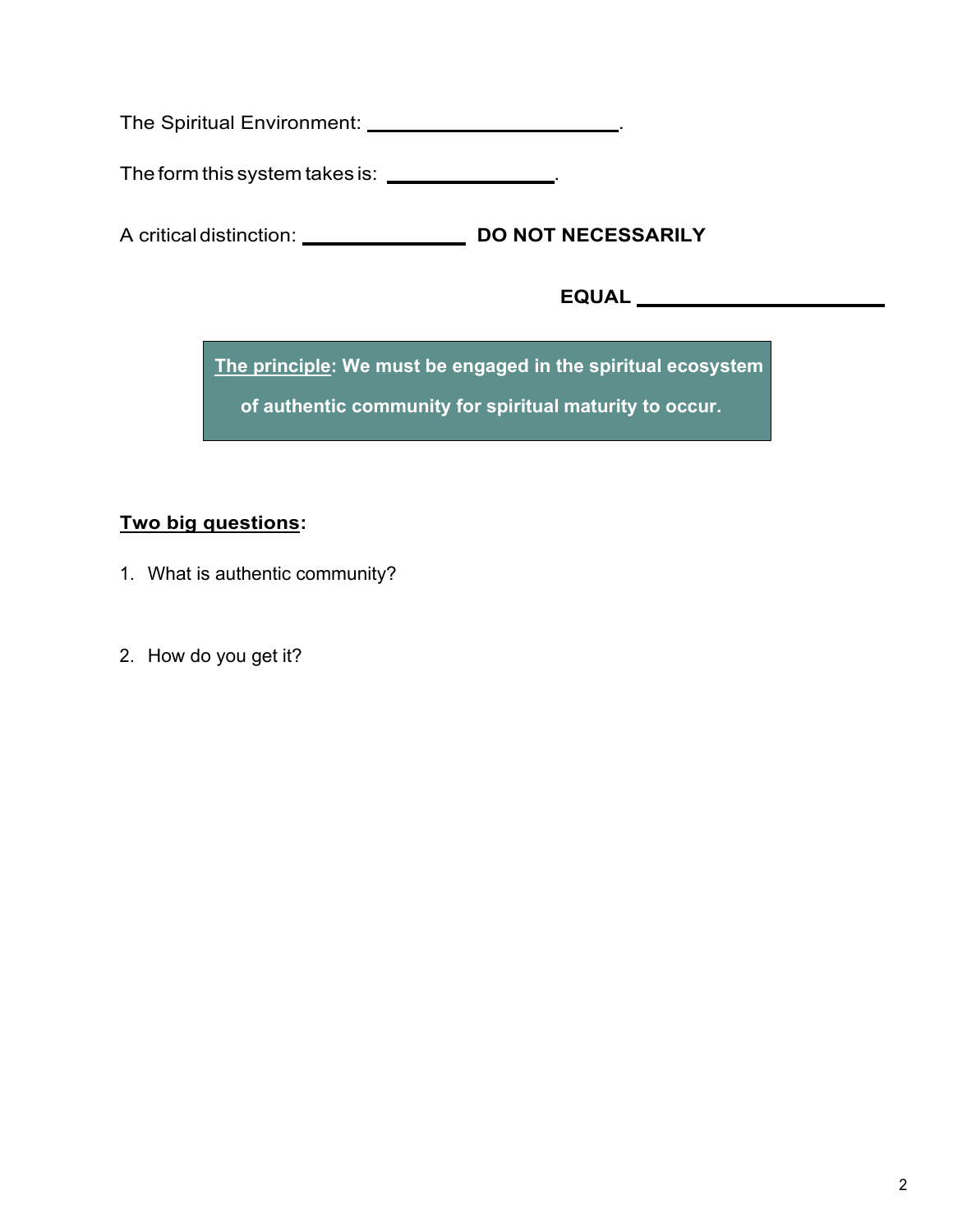The Spiritual Environment: ________________________.

The form this system takes is: ________________.

A critical distinction: _______________ **DO NOT NECESSARILY**

**EQUAL** ________________________

> **The principle: We must be engaged in the spiritual ecosystem of authentic community for spiritual maturity to occur.**

**Two big questions:**

1. What is authentic community?

2. How do you get it?